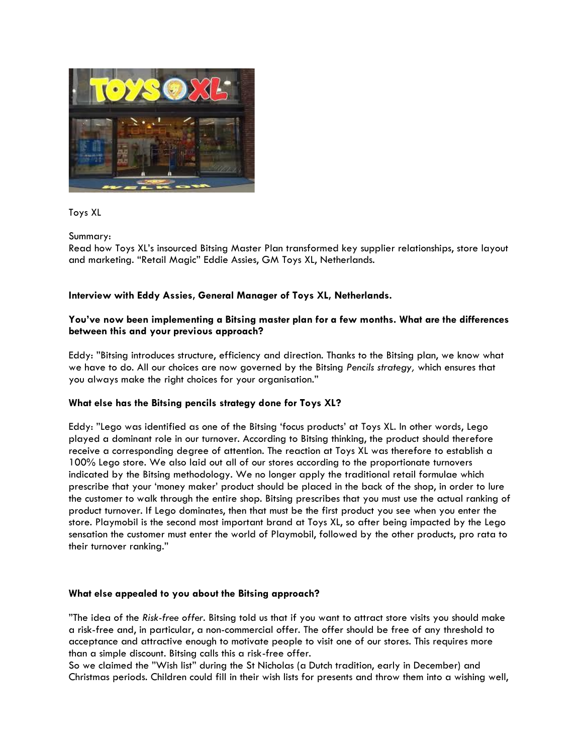Toys XL

Summary:
Read how Toys XL's insourced Bitsing Master Plan transformed key supplier relationships, store layout and marketing. "Retail Magic" Eddie Assies, GM Toys XL, Netherlands.

**Interview with Eddy Assies, General Manager of Toys XL, Netherlands.**

**You've now been implementing a Bitsing master plan for a few months. What are the differences between this and your previous approach?**

Eddy: "Bitsing introduces structure, efficiency and direction. Thanks to the Bitsing plan, we know what we have to do. All our choices are now governed by the Bitsing *Pencils strategy,* which ensures that you always make the right choices for your organisation."

**What else has the Bitsing pencils strategy done for Toys XL?**

Eddy: "Lego was identified as one of the Bitsing 'focus products' at Toys XL. In other words, Lego played a dominant role in our turnover. According to Bitsing thinking, the product should therefore receive a corresponding degree of attention. The reaction at Toys XL was therefore to establish a 100% Lego store. We also laid out all of our stores according to the proportionate turnovers indicated by the Bitsing methodology. We no longer apply the traditional retail formulae which prescribe that your 'money maker' product should be placed in the back of the shop, in order to lure the customer to walk through the entire shop. Bitsing prescribes that you must use the actual ranking of product turnover. If Lego dominates, then that must be the first product you see when you enter the store. Playmobil is the second most important brand at Toys XL, so after being impacted by the Lego sensation the customer must enter the world of Playmobil, followed by the other products, pro rata to their turnover ranking."

**What else appealed to you about the Bitsing approach?**

"The idea of the *Risk-free offer*. Bitsing told us that if you want to attract store visits you should make a risk-free and, in particular, a non-commercial offer. The offer should be free of any threshold to acceptance and attractive enough to motivate people to visit one of our stores. This requires more than a simple discount. Bitsing calls this a risk-free offer.
So we claimed the "Wish list" during the St Nicholas (a Dutch tradition, early in December) and Christmas periods. Children could fill in their wish lists for presents and throw them into a wishing well,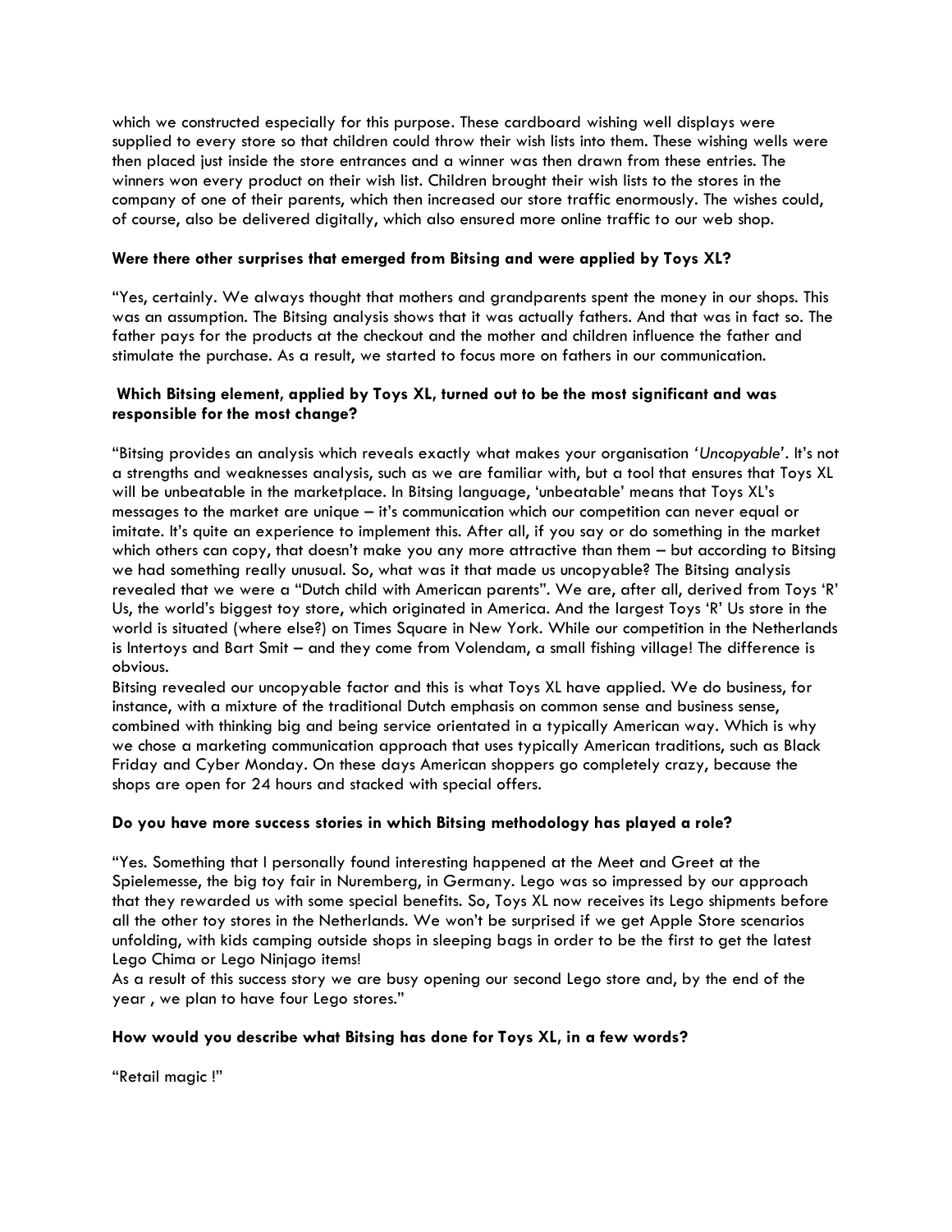which we constructed especially for this purpose. These cardboard wishing well displays were supplied to every store so that children could throw their wish lists into them. These wishing wells were then placed just inside the store entrances and a winner was then drawn from these entries. The winners won every product on their wish list. Children brought their wish lists to the stores in the company of one of their parents, which then increased our store traffic enormously. The wishes could, of course, also be delivered digitally, which also ensured more online traffic to our web shop.

**Were there other surprises that emerged from Bitsing and were applied by Toys XL?**

"Yes, certainly. We always thought that mothers and grandparents spent the money in our shops. This was an assumption. The Bitsing analysis shows that it was actually fathers. And that was in fact so. The father pays for the products at the checkout and the mother and children influence the father and stimulate the purchase. As a result, we started to focus more on fathers in our communication.

**Which Bitsing element, applied by Toys XL, turned out to be the most significant and was responsible for the most change?**

"Bitsing provides an analysis which reveals exactly what makes your organisation '*Uncopyable*'. It's not a strengths and weaknesses analysis, such as we are familiar with, but a tool that ensures that Toys XL will be unbeatable in the marketplace. In Bitsing language, 'unbeatable' means that Toys XL's messages to the market are unique – it's communication which our competition can never equal or imitate. It's quite an experience to implement this. After all, if you say or do something in the market which others can copy, that doesn't make you any more attractive than them – but according to Bitsing we had something really unusual. So, what was it that made us uncopyable? The Bitsing analysis revealed that we were a "Dutch child with American parents". We are, after all, derived from Toys 'R' Us, the world's biggest toy store, which originated in America. And the largest Toys 'R' Us store in the world is situated (where else?) on Times Square in New York. While our competition in the Netherlands is Intertoys and Bart Smit – and they come from Volendam, a small fishing village! The difference is obvious.
Bitsing revealed our uncopyable factor and this is what Toys XL have applied. We do business, for instance, with a mixture of the traditional Dutch emphasis on common sense and business sense, combined with thinking big and being service orientated in a typically American way. Which is why we chose a marketing communication approach that uses typically American traditions, such as Black Friday and Cyber Monday. On these days American shoppers go completely crazy, because the shops are open for 24 hours and stacked with special offers.

**Do you have more success stories in which Bitsing methodology has played a role?**

"Yes. Something that I personally found interesting happened at the Meet and Greet at the Spielemesse, the big toy fair in Nuremberg, in Germany. Lego was so impressed by our approach that they rewarded us with some special benefits. So, Toys XL now receives its Lego shipments before all the other toy stores in the Netherlands. We won't be surprised if we get Apple Store scenarios unfolding, with kids camping outside shops in sleeping bags in order to be the first to get the latest Lego Chima or Lego Ninjago items!
As a result of this success story we are busy opening our second Lego store and, by the end of the year , we plan to have four Lego stores."

**How would you describe what Bitsing has done for Toys XL, in a few words?**

"Retail magic !"